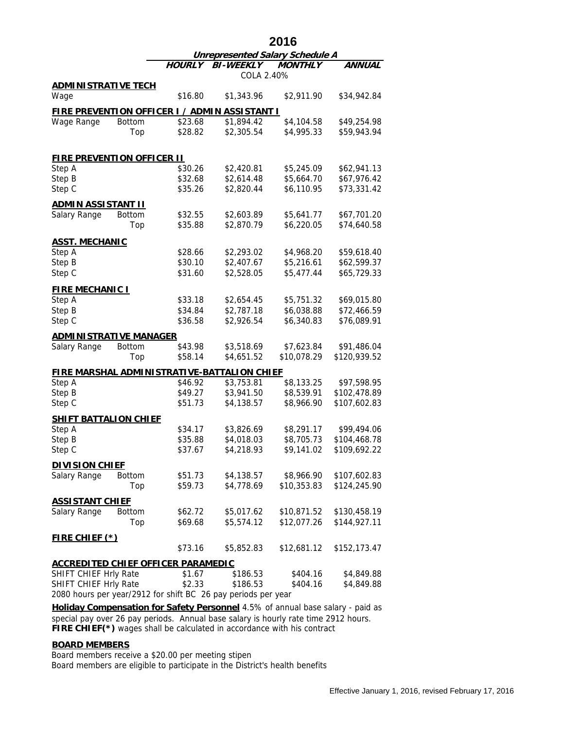# 2016

## Unrepresented Salary Schedule A

| | | HOURLY | BI-WEEKLY | MONTHLY | ANNUAL |
|---|---|---|---|---|---|
| | | | COLA 2.40% | | |
| **ADMINISTRATIVE TECH** | | | | | |
| Wage | | $16.80 | $1,343.96 | $2,911.90 | $34,942.84 |
| **FIRE PREVENTION OFFICER I / ADMIN ASSISTANT I** | | | | | |
| Wage Range | Bottom | $23.68 | $1,894.42 | $4,104.58 | $49,254.98 |
| | Top | $28.82 | $2,305.54 | $4,995.33 | $59,943.94 |
| **FIRE PREVENTION OFFICER II** | | | | | |
| Step A | | $30.26 | $2,420.81 | $5,245.09 | $62,941.13 |
| Step B | | $32.68 | $2,614.48 | $5,664.70 | $67,976.42 |
| Step C | | $35.26 | $2,820.44 | $6,110.95 | $73,331.42 |
| **ADMIN ASSISTANT II** | | | | | |
| Salary Range | Bottom | $32.55 | $2,603.89 | $5,641.77 | $67,701.20 |
| | Top | $35.88 | $2,870.79 | $6,220.05 | $74,640.58 |
| **ASST. MECHANIC** | | | | | |
| Step A | | $28.66 | $2,293.02 | $4,968.20 | $59,618.40 |
| Step B | | $30.10 | $2,407.67 | $5,216.61 | $62,599.37 |
| Step C | | $31.60 | $2,528.05 | $5,477.44 | $65,729.33 |
| **FIRE MECHANIC I** | | | | | |
| Step A | | $33.18 | $2,654.45 | $5,751.32 | $69,015.80 |
| Step B | | $34.84 | $2,787.18 | $6,038.88 | $72,466.59 |
| Step C | | $36.58 | $2,926.54 | $6,340.83 | $76,089.91 |
| **ADMINISTRATIVE MANAGER** | | | | | |
| Salary Range | Bottom | $43.98 | $3,518.69 | $7,623.84 | $91,486.04 |
| | Top | $58.14 | $4,651.52 | $10,078.29 | $120,939.52 |
| **FIRE MARSHAL ADMINISTRATIVE-BATTALION CHIEF** | | | | | |
| Step A | | $46.92 | $3,753.81 | $8,133.25 | $97,598.95 |
| Step B | | $49.27 | $3,941.50 | $8,539.91 | $102,478.89 |
| Step C | | $51.73 | $4,138.57 | $8,966.90 | $107,602.83 |
| **SHIFT BATTALION CHIEF** | | | | | |
| Step A | | $34.17 | $3,826.69 | $8,291.17 | $99,494.06 |
| Step B | | $35.88 | $4,018.03 | $8,705.73 | $104,468.78 |
| Step C | | $37.67 | $4,218.93 | $9,141.02 | $109,692.22 |
| **DIVISION CHIEF** | | | | | |
| Salary Range | Bottom | $51.73 | $4,138.57 | $8,966.90 | $107,602.83 |
| | Top | $59.73 | $4,778.69 | $10,353.83 | $124,245.90 |
| **ASSISTANT CHIEF** | | | | | |
| Salary Range | Bottom | $62.72 | $5,017.62 | $10,871.52 | $130,458.19 |
| | Top | $69.68 | $5,574.12 | $12,077.26 | $144,927.11 |
| **FIRE CHIEF (*)** | | | | | |
| | | $73.16 | $5,852.83 | $12,681.12 | $152,173.47 |
| **ACCREDITED CHIEF OFFICER PARAMEDIC** | | | | | |
| SHIFT CHIEF Hrly Rate | | $1.67 | $186.53 | $404.16 | $4,849.88 |
| SHIFT CHIEF Hrly Rate | | $2.33 | $186.53 | $404.16 | $4,849.88 |

2080 hours per year/2912 for shift BC 26 pay periods per year

**Holiday Compensation for Safety Personnel** 4.5% of annual base salary - paid as special pay over 26 pay periods. Annual base salary is hourly rate time 2912 hours.
**FIRE CHIEF(*)** wages shall be calculated in accordance with his contract

**BOARD MEMBERS**

Board members receive a $20.00 per meeting stipen
Board members are eligible to participate in the District's health benefits

Effective January 1, 2016, revised February 17, 2016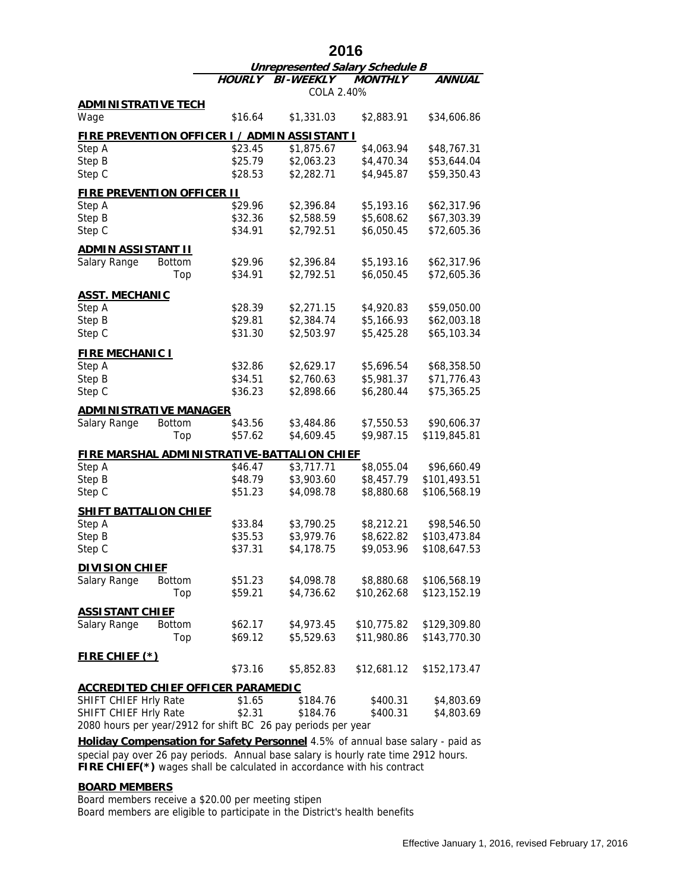# 2016

| | | HOURLY | BI-WEEKLY | MONTHLY | ANNUAL |
|---|---|---|---|---|---|
| | | *Unrepresented Salary Schedule B* | | | |
| | | | COLA 2.40% | | |
| **ADMINISTRATIVE TECH** | | | | | |
| Wage | | $16.64 | $1,331.03 | $2,883.91 | $34,606.86 |
| **FIRE PREVENTION OFFICER I / ADMIN ASSISTANT I** | | | | | |
| Step A | | $23.45 | $1,875.67 | $4,063.94 | $48,767.31 |
| Step B | | $25.79 | $2,063.23 | $4,470.34 | $53,644.04 |
| Step C | | $28.53 | $2,282.71 | $4,945.87 | $59,350.43 |
| **FIRE PREVENTION OFFICER II** | | | | | |
| Step A | | $29.96 | $2,396.84 | $5,193.16 | $62,317.96 |
| Step B | | $32.36 | $2,588.59 | $5,608.62 | $67,303.39 |
| Step C | | $34.91 | $2,792.51 | $6,050.45 | $72,605.36 |
| **ADMIN ASSISTANT II** | | | | | |
| Salary Range | Bottom | $29.96 | $2,396.84 | $5,193.16 | $62,317.96 |
| | Top | $34.91 | $2,792.51 | $6,050.45 | $72,605.36 |
| **ASST. MECHANIC** | | | | | |
| Step A | | $28.39 | $2,271.15 | $4,920.83 | $59,050.00 |
| Step B | | $29.81 | $2,384.74 | $5,166.93 | $62,003.18 |
| Step C | | $31.30 | $2,503.97 | $5,425.28 | $65,103.34 |
| **FIRE MECHANIC I** | | | | | |
| Step A | | $32.86 | $2,629.17 | $5,696.54 | $68,358.50 |
| Step B | | $34.51 | $2,760.63 | $5,981.37 | $71,776.43 |
| Step C | | $36.23 | $2,898.66 | $6,280.44 | $75,365.25 |
| **ADMINISTRATIVE MANAGER** | | | | | |
| Salary Range | Bottom | $43.56 | $3,484.86 | $7,550.53 | $90,606.37 |
| | Top | $57.62 | $4,609.45 | $9,987.15 | $119,845.81 |
| **FIRE MARSHAL ADMINISTRATIVE-BATTALION CHIEF** | | | | | |
| Step A | | $46.47 | $3,717.71 | $8,055.04 | $96,660.49 |
| Step B | | $48.79 | $3,903.60 | $8,457.79 | $101,493.51 |
| Step C | | $51.23 | $4,098.78 | $8,880.68 | $106,568.19 |
| **SHIFT BATTALION CHIEF** | | | | | |
| Step A | | $33.84 | $3,790.25 | $8,212.21 | $98,546.50 |
| Step B | | $35.53 | $3,979.76 | $8,622.82 | $103,473.84 |
| Step C | | $37.31 | $4,178.75 | $9,053.96 | $108,647.53 |
| **DIVISION CHIEF** | | | | | |
| Salary Range | Bottom | $51.23 | $4,098.78 | $8,880.68 | $106,568.19 |
| | Top | $59.21 | $4,736.62 | $10,262.68 | $123,152.19 |
| **ASSISTANT CHIEF** | | | | | |
| Salary Range | Bottom | $62.17 | $4,973.45 | $10,775.82 | $129,309.80 |
| | Top | $69.12 | $5,529.63 | $11,980.86 | $143,770.30 |
| **FIRE CHIEF (*)** | | | | | |
| | | $73.16 | $5,852.83 | $12,681.12 | $152,173.47 |
| **ACCREDITED CHIEF OFFICER PARAMEDIC** | | | | | |
| SHIFT CHIEF Hrly Rate | | $1.65 | $184.76 | $400.31 | $4,803.69 |
| SHIFT CHIEF Hrly Rate | | $2.31 | $184.76 | $400.31 | $4,803.69 |

2080 hours per year/2912 for shift BC 26 pay periods per year

**Holiday Compensation for Safety Personnel** 4.5% of annual base salary - paid as special pay over 26 pay periods. Annual base salary is hourly rate time 2912 hours.
**FIRE CHIEF(*)** wages shall be calculated in accordance with his contract

**BOARD MEMBERS**

Board members receive a $20.00 per meeting stipen
Board members are eligible to participate in the District's health benefits

Effective January 1, 2016, revised February 17, 2016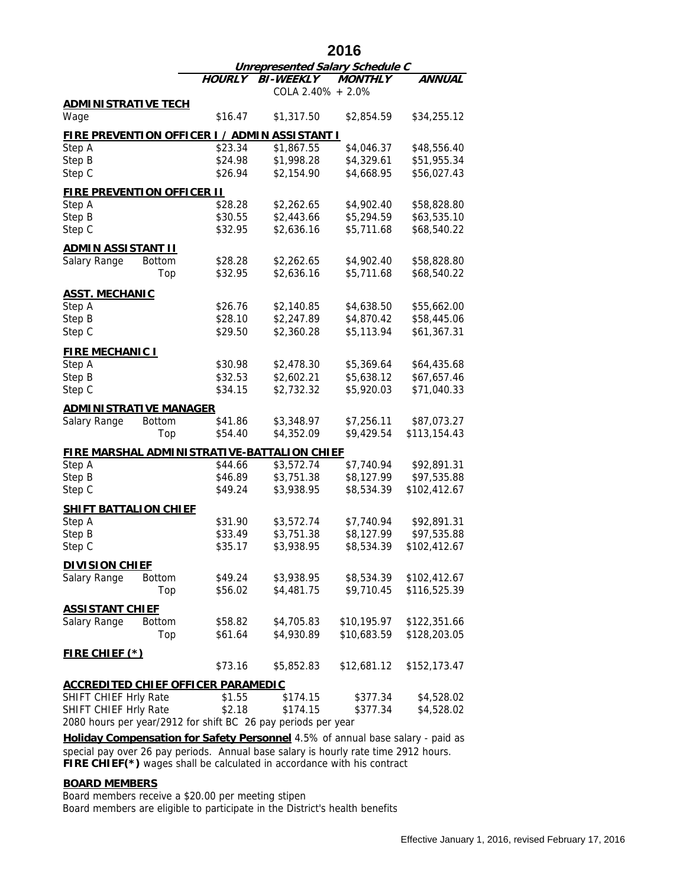# 2016

| | | **HOURLY** | **BI-WEEKLY** | **MONTHLY** | **ANNUAL** |
|---|---|---|---|---|---|
| | | | ***Unrepresented Salary Schedule C*** | | |
| | | | COLA 2.40% + 2.0% | | |
| **ADMINISTRATIVE TECH** | | | | | |
| Wage | | $16.47 | $1,317.50 | $2,854.59 | $34,255.12 |
| **FIRE PREVENTION OFFICER I / ADMIN ASSISTANT I** | | | | | |
| Step A | | $23.34 | $1,867.55 | $4,046.37 | $48,556.40 |
| Step B | | $24.98 | $1,998.28 | $4,329.61 | $51,955.34 |
| Step C | | $26.94 | $2,154.90 | $4,668.95 | $56,027.43 |
| **FIRE PREVENTION OFFICER II** | | | | | |
| Step A | | $28.28 | $2,262.65 | $4,902.40 | $58,828.80 |
| Step B | | $30.55 | $2,443.66 | $5,294.59 | $63,535.10 |
| Step C | | $32.95 | $2,636.16 | $5,711.68 | $68,540.22 |
| **ADMIN ASSISTANT II** | | | | | |
| Salary Range | Bottom | $28.28 | $2,262.65 | $4,902.40 | $58,828.80 |
| | Top | $32.95 | $2,636.16 | $5,711.68 | $68,540.22 |
| **ASST. MECHANIC** | | | | | |
| Step A | | $26.76 | $2,140.85 | $4,638.50 | $55,662.00 |
| Step B | | $28.10 | $2,247.89 | $4,870.42 | $58,445.06 |
| Step C | | $29.50 | $2,360.28 | $5,113.94 | $61,367.31 |
| **FIRE MECHANIC I** | | | | | |
| Step A | | $30.98 | $2,478.30 | $5,369.64 | $64,435.68 |
| Step B | | $32.53 | $2,602.21 | $5,638.12 | $67,657.46 |
| Step C | | $34.15 | $2,732.32 | $5,920.03 | $71,040.33 |
| **ADMINISTRATIVE MANAGER** | | | | | |
| Salary Range | Bottom | $41.86 | $3,348.97 | $7,256.11 | $87,073.27 |
| | Top | $54.40 | $4,352.09 | $9,429.54 | $113,154.43 |
| **FIRE MARSHAL ADMINISTRATIVE-BATTALION CHIEF** | | | | | |
| Step A | | $44.66 | $3,572.74 | $7,740.94 | $92,891.31 |
| Step B | | $46.89 | $3,751.38 | $8,127.99 | $97,535.88 |
| Step C | | $49.24 | $3,938.95 | $8,534.39 | $102,412.67 |
| **SHIFT BATTALION CHIEF** | | | | | |
| Step A | | $31.90 | $3,572.74 | $7,740.94 | $92,891.31 |
| Step B | | $33.49 | $3,751.38 | $8,127.99 | $97,535.88 |
| Step C | | $35.17 | $3,938.95 | $8,534.39 | $102,412.67 |
| **DIVISION CHIEF** | | | | | |
| Salary Range | Bottom | $49.24 | $3,938.95 | $8,534.39 | $102,412.67 |
| | Top | $56.02 | $4,481.75 | $9,710.45 | $116,525.39 |
| **ASSISTANT CHIEF** | | | | | |
| Salary Range | Bottom | $58.82 | $4,705.83 | $10,195.97 | $122,351.66 |
| | Top | $61.64 | $4,930.89 | $10,683.59 | $128,203.05 |
| **FIRE CHIEF (*)** | | | | | |
| | | $73.16 | $5,852.83 | $12,681.12 | $152,173.47 |
| **ACCREDITED CHIEF OFFICER PARAMEDIC** | | | | | |
| SHIFT CHIEF Hrly Rate | | $1.55 | $174.15 | $377.34 | $4,528.02 |
| SHIFT CHIEF Hrly Rate | | $2.18 | $174.15 | $377.34 | $4,528.02 |

2080 hours per year/2912 for shift BC 26 pay periods per year

**Holiday Compensation for Safety Personnel** 4.5% of annual base salary - paid as special pay over 26 pay periods. Annual base salary is hourly rate time 2912 hours.
**FIRE CHIEF(*)** wages shall be calculated in accordance with his contract

**BOARD MEMBERS**

Board members receive a $20.00 per meeting stipen
Board members are eligible to participate in the District's health benefits

Effective January 1, 2016, revised February 17, 2016